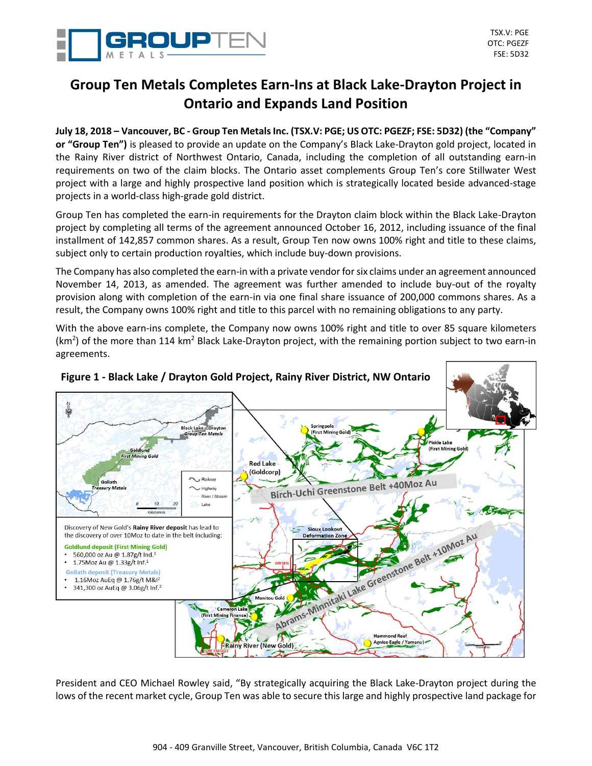TSX.V: PGE
OTC: PGEZF
FSE: 5D32

# Group Ten Metals Completes Earn-Ins at Black Lake-Drayton Project in Ontario and Expands Land Position

**July 18, 2018 – Vancouver, BC - Group Ten Metals Inc. (TSX.V: PGE; US OTC: PGEZF; FSE: 5D32) (the "Company" or "Group Ten")** is pleased to provide an update on the Company's Black Lake-Drayton gold project, located in the Rainy River district of Northwest Ontario, Canada, including the completion of all outstanding earn-in requirements on two of the claim blocks. The Ontario asset complements Group Ten's core Stillwater West project with a large and highly prospective land position which is strategically located beside advanced-stage projects in a world-class high-grade gold district.

Group Ten has completed the earn-in requirements for the Drayton claim block within the Black Lake-Drayton project by completing all terms of the agreement announced October 16, 2012, including issuance of the final installment of 142,857 common shares. As a result, Group Ten now owns 100% right and title to these claims, subject only to certain production royalties, which include buy-down provisions.

The Company has also completed the earn-in with a private vendor for six claims under an agreement announced November 14, 2013, as amended. The agreement was further amended to include buy-out of the royalty provision along with completion of the earn-in via one final share issuance of 200,000 commons shares. As a result, the Company owns 100% right and title to this parcel with no remaining obligations to any party.

With the above earn-ins complete, the Company now owns 100% right and title to over 85 square kilometers ($km^2$) of the more than 114 $km^2$ Black Lake-Drayton project, with the remaining portion subject to two earn-in agreements.

**Figure 1 - Black Lake / Drayton Gold Project, Rainy River District, NW Ontario**

Discovery of New Gold's **Rainy River deposit** has lead to the discovery of over 10Moz to date in the belt including:

**Goldlund deposit (First Mining Gold)**
- 560,000 oz Au @ 1.87g/t Ind.[1]
- 1.75Moz Au @ 1.33g/t Inf.[1]

**Goliath deposit (Treasury Metals)**
- 1.16Moz AuEq @ 1.76g/t M&I[2]
- 341,300 oz AuEq @ 3.06g/t Inf.[2]

President and CEO Michael Rowley said, "By strategically acquiring the Black Lake-Drayton project during the lows of the recent market cycle, Group Ten was able to secure this large and highly prospective land package for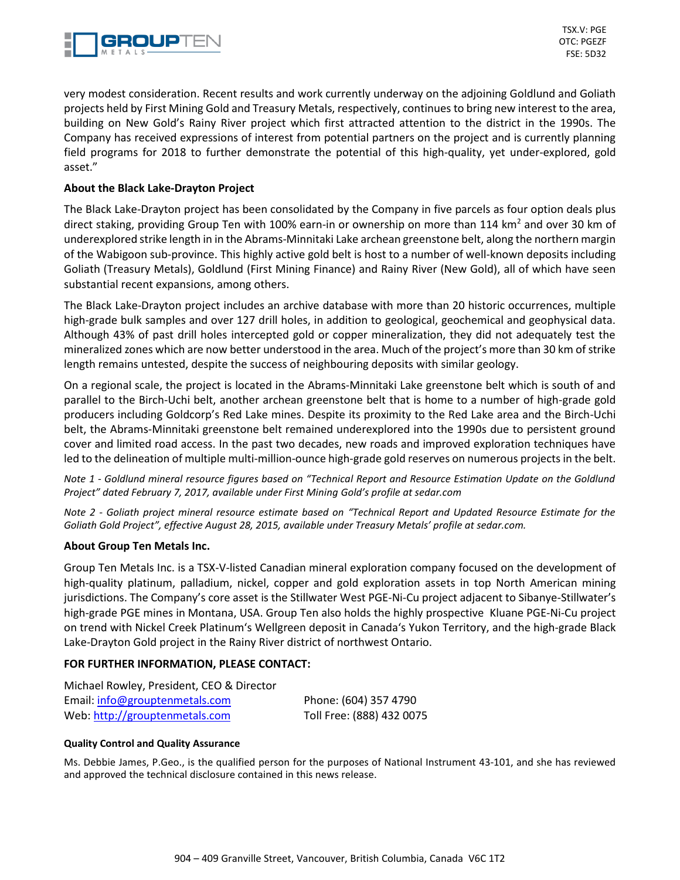very modest consideration. Recent results and work currently underway on the adjoining Goldlund and Goliath projects held by First Mining Gold and Treasury Metals, respectively, continues to bring new interest to the area, building on New Gold's Rainy River project which first attracted attention to the district in the 1990s. The Company has received expressions of interest from potential partners on the project and is currently planning field programs for 2018 to further demonstrate the potential of this high-quality, yet under-explored, gold asset."

**About the Black Lake-Drayton Project**

The Black Lake-Drayton project has been consolidated by the Company in five parcels as four option deals plus direct staking, providing Group Ten with 100% earn-in or ownership on more than 114 km$^2$ and over 30 km of underexplored strike length in in the Abrams-Minnitaki Lake archean greenstone belt, along the northern margin of the Wabigoon sub-province. This highly active gold belt is host to a number of well-known deposits including Goliath (Treasury Metals), Goldlund (First Mining Finance) and Rainy River (New Gold), all of which have seen substantial recent expansions, among others.

The Black Lake-Drayton project includes an archive database with more than 20 historic occurrences, multiple high-grade bulk samples and over 127 drill holes, in addition to geological, geochemical and geophysical data. Although 43% of past drill holes intercepted gold or copper mineralization, they did not adequately test the mineralized zones which are now better understood in the area. Much of the project's more than 30 km of strike length remains untested, despite the success of neighbouring deposits with similar geology.

On a regional scale, the project is located in the Abrams-Minnitaki Lake greenstone belt which is south of and parallel to the Birch-Uchi belt, another archean greenstone belt that is home to a number of high-grade gold producers including Goldcorp's Red Lake mines. Despite its proximity to the Red Lake area and the Birch-Uchi belt, the Abrams-Minnitaki greenstone belt remained underexplored into the 1990s due to persistent ground cover and limited road access. In the past two decades, new roads and improved exploration techniques have led to the delineation of multiple multi-million-ounce high-grade gold reserves on numerous projects in the belt.

*Note 1 - Goldlund mineral resource figures based on "Technical Report and Resource Estimation Update on the Goldlund Project" dated February 7, 2017, available under First Mining Gold's profile at sedar.com*

*Note 2 - Goliath project mineral resource estimate based on "Technical Report and Updated Resource Estimate for the Goliath Gold Project", effective August 28, 2015, available under Treasury Metals' profile at sedar.com.*

**About Group Ten Metals Inc.**

Group Ten Metals Inc. is a TSX-V-listed Canadian mineral exploration company focused on the development of high-quality platinum, palladium, nickel, copper and gold exploration assets in top North American mining jurisdictions. The Company's core asset is the Stillwater West PGE-Ni-Cu project adjacent to Sibanye-Stillwater's high-grade PGE mines in Montana, USA. Group Ten also holds the highly prospective Kluane PGE-Ni-Cu project on trend with Nickel Creek Platinum's Wellgreen deposit in Canada's Yukon Territory, and the high-grade Black Lake-Drayton Gold project in the Rainy River district of northwest Ontario.

**FOR FURTHER INFORMATION, PLEASE CONTACT:**

Michael Rowley, President, CEO & Director
Email: info@grouptenmetals.com
Web: http://grouptenmetals.com

Phone: (604) 357 4790
Toll Free: (888) 432 0075

**Quality Control and Quality Assurance**

Ms. Debbie James, P.Geo., is the qualified person for the purposes of National Instrument 43-101, and she has reviewed and approved the technical disclosure contained in this news release.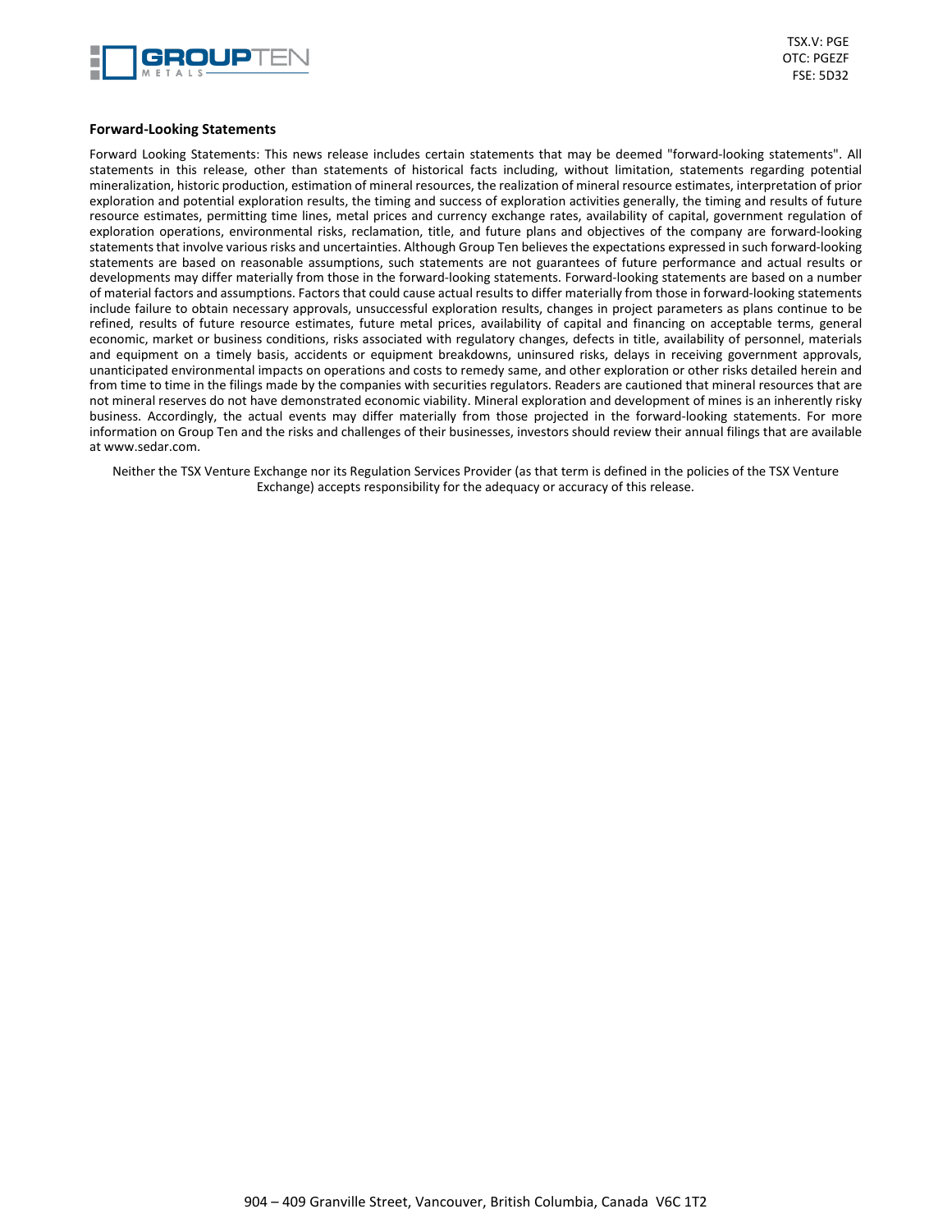**Forward-Looking Statements**

Forward Looking Statements: This news release includes certain statements that may be deemed "forward-looking statements". All statements in this release, other than statements of historical facts including, without limitation, statements regarding potential mineralization, historic production, estimation of mineral resources, the realization of mineral resource estimates, interpretation of prior exploration and potential exploration results, the timing and success of exploration activities generally, the timing and results of future resource estimates, permitting time lines, metal prices and currency exchange rates, availability of capital, government regulation of exploration operations, environmental risks, reclamation, title, and future plans and objectives of the company are forward-looking statements that involve various risks and uncertainties. Although Group Ten believes the expectations expressed in such forward-looking statements are based on reasonable assumptions, such statements are not guarantees of future performance and actual results or developments may differ materially from those in the forward-looking statements. Forward-looking statements are based on a number of material factors and assumptions. Factors that could cause actual results to differ materially from those in forward-looking statements include failure to obtain necessary approvals, unsuccessful exploration results, changes in project parameters as plans continue to be refined, results of future resource estimates, future metal prices, availability of capital and financing on acceptable terms, general economic, market or business conditions, risks associated with regulatory changes, defects in title, availability of personnel, materials and equipment on a timely basis, accidents or equipment breakdowns, uninsured risks, delays in receiving government approvals, unanticipated environmental impacts on operations and costs to remedy same, and other exploration or other risks detailed herein and from time to time in the filings made by the companies with securities regulators. Readers are cautioned that mineral resources that are not mineral reserves do not have demonstrated economic viability. Mineral exploration and development of mines is an inherently risky business. Accordingly, the actual events may differ materially from those projected in the forward-looking statements. For more information on Group Ten and the risks and challenges of their businesses, investors should review their annual filings that are available at www.sedar.com.

Neither the TSX Venture Exchange nor its Regulation Services Provider (as that term is defined in the policies of the TSX Venture Exchange) accepts responsibility for the adequacy or accuracy of this release.